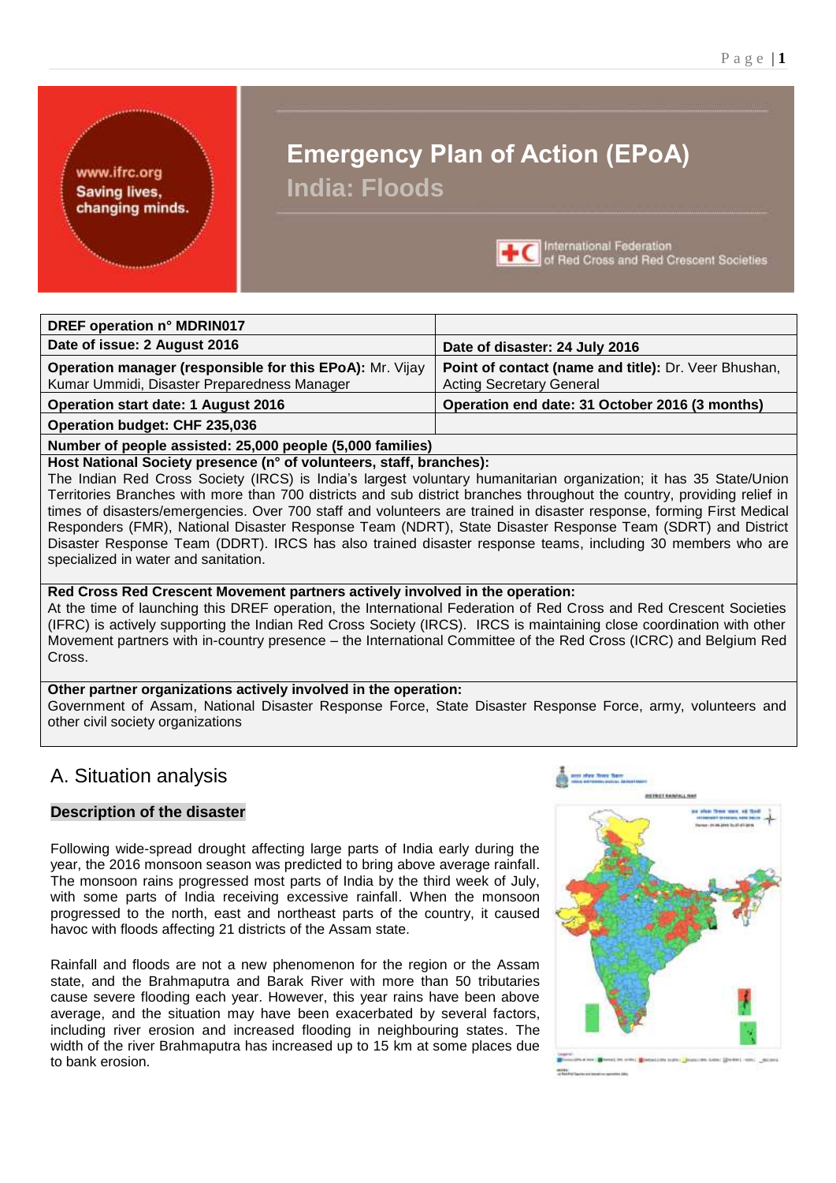www.ifrc.org
Saving lives, changing minds.

# Emergency Plan of Action (EPoA)
# India: Floods

International Federation of Red Cross and Red Crescent Societies

| | |
|---|---|
| **DREF operation n° MDRIN017** | |
| **Date of issue: 2 August 2016** | **Date of disaster: 24 July 2016** |
| **Operation manager (responsible for this EPoA):** Mr. Vijay Kumar Ummidi, Disaster Preparedness Manager | **Point of contact (name and title):** Dr. Veer Bhushan, Acting Secretary General |
| **Operation start date: 1 August 2016** | **Operation end date: 31 October 2016 (3 months)** |
| **Operation budget: CHF 235,036** | |
| **Number of people assisted: 25,000 people (5,000 families)** | |

**Host National Society presence (n° of volunteers, staff, branches):**
The Indian Red Cross Society (IRCS) is India's largest voluntary humanitarian organization; it has 35 State/Union Territories Branches with more than 700 districts and sub district branches throughout the country, providing relief in times of disasters/emergencies. Over 700 staff and volunteers are trained in disaster response, forming First Medical Responders (FMR), National Disaster Response Team (NDRT), State Disaster Response Team (SDRT) and District Disaster Response Team (DDRT). IRCS has also trained disaster response teams, including 30 members who are specialized in water and sanitation.

**Red Cross Red Crescent Movement partners actively involved in the operation:**
At the time of launching this DREF operation, the International Federation of Red Cross and Red Crescent Societies (IFRC) is actively supporting the Indian Red Cross Society (IRCS). IRCS is maintaining close coordination with other Movement partners with in-country presence – the International Committee of the Red Cross (ICRC) and Belgium Red Cross.

**Other partner organizations actively involved in the operation:**
Government of Assam, National Disaster Response Force, State Disaster Response Force, army, volunteers and other civil society organizations

## A. Situation analysis

### Description of the disaster

Following wide-spread drought affecting large parts of India early during the year, the 2016 monsoon season was predicted to bring above average rainfall. The monsoon rains progressed most parts of India by the third week of July, with some parts of India receiving excessive rainfall. When the monsoon progressed to the north, east and northeast parts of the country, it caused havoc with floods affecting 21 districts of the Assam state.

Rainfall and floods are not a new phenomenon for the region or the Assam state, and the Brahmaputra and Barak River with more than 50 tributaries cause severe flooding each year. However, this year rains have been above average, and the situation may have been exacerbated by several factors, including river erosion and increased flooding in neighbouring states. The width of the river Brahmaputra has increased up to 15 km at some places due to bank erosion.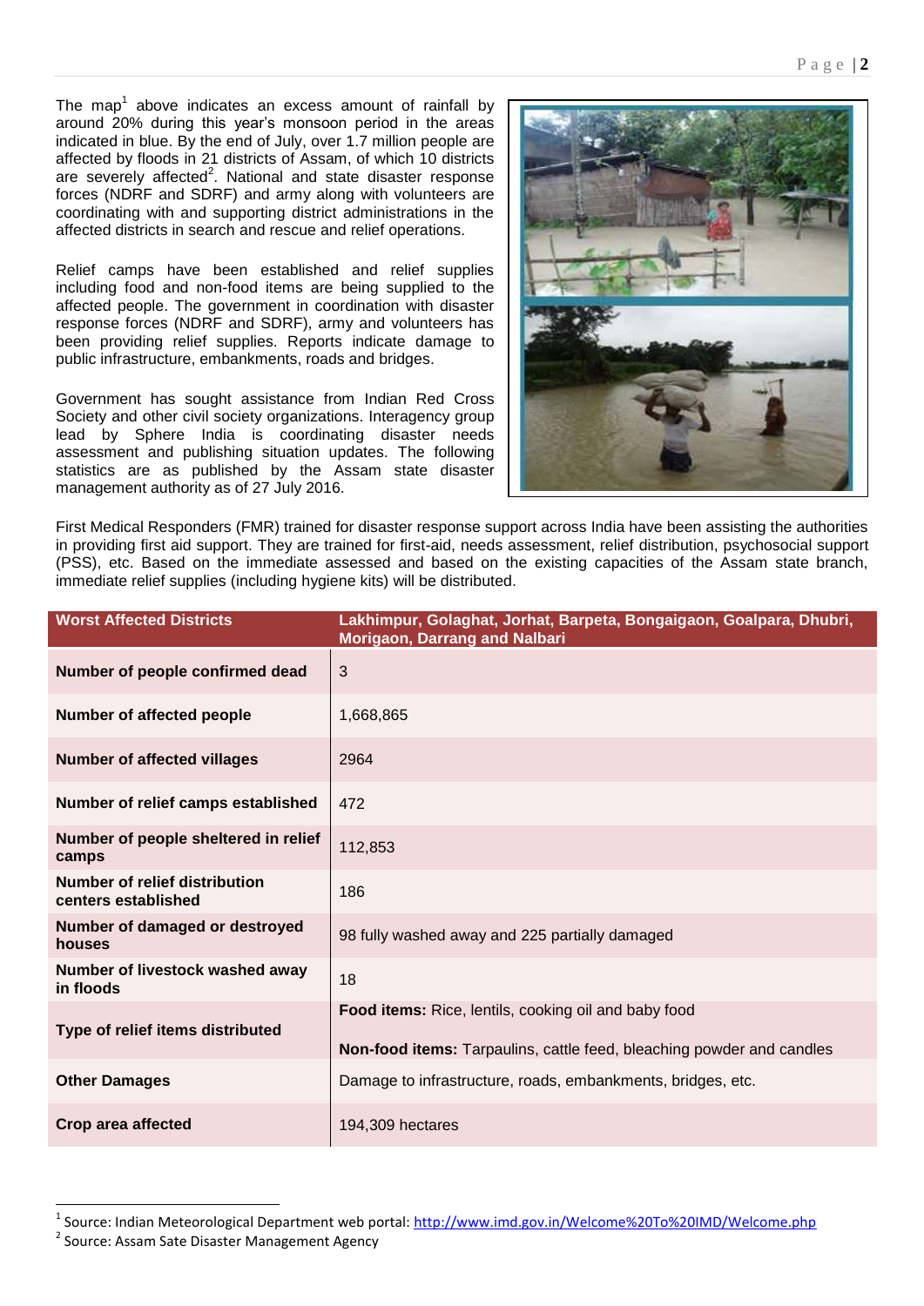The map[1] above indicates an excess amount of rainfall by around 20% during this year's monsoon period in the areas indicated in blue. By the end of July, over 1.7 million people are affected by floods in 21 districts of Assam, of which 10 districts are severely affected[2]. National and state disaster response forces (NDRF and SDRF) and army along with volunteers are coordinating with and supporting district administrations in the affected districts in search and rescue and relief operations.

Relief camps have been established and relief supplies including food and non-food items are being supplied to the affected people. The government in coordination with disaster response forces (NDRF and SDRF), army and volunteers has been providing relief supplies. Reports indicate damage to public infrastructure, embankments, roads and bridges.

Government has sought assistance from Indian Red Cross Society and other civil society organizations. Interagency group lead by Sphere India is coordinating disaster needs assessment and publishing situation updates. The following statistics are as published by the Assam state disaster management authority as of 27 July 2016.

First Medical Responders (FMR) trained for disaster response support across India have been assisting the authorities in providing first aid support. They are trained for first-aid, needs assessment, relief distribution, psychosocial support (PSS), etc. Based on the immediate assessed and based on the existing capacities of the Assam state branch, immediate relief supplies (including hygiene kits) will be distributed.

| Worst Affected Districts | Lakhimpur, Golaghat, Jorhat, Barpeta, Bongaigaon, Goalpara, Dhubri, Morigaon, Darrang and Nalbari |
|---|---|
| **Number of people confirmed dead** | 3 |
| **Number of affected people** | 1,668,865 |
| **Number of affected villages** | 2964 |
| **Number of relief camps established** | 472 |
| **Number of people sheltered in relief camps** | 112,853 |
| **Number of relief distribution centers established** | 186 |
| **Number of damaged or destroyed houses** | 98 fully washed away and 225 partially damaged |
| **Number of livestock washed away in floods** | 18 |
| **Type of relief items distributed** | **Food items:** Rice, lentils, cooking oil and baby food<br>**Non-food items:** Tarpaulins, cattle feed, bleaching powder and candles |
| **Other Damages** | Damage to infrastructure, roads, embankments, bridges, etc. |
| **Crop area affected** | 194,309 hectares |

[1] Source: Indian Meteorological Department web portal: http://www.imd.gov.in/Welcome%20To%20IMD/Welcome.php

[2] Source: Assam Sate Disaster Management Agency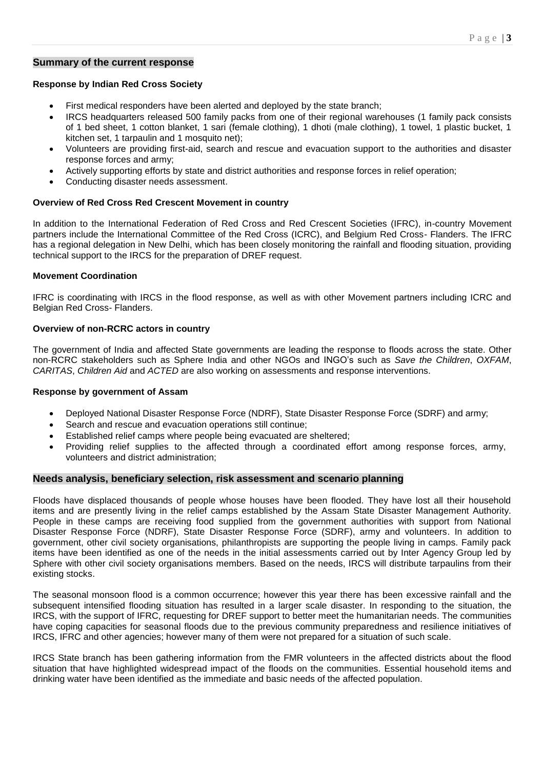## Summary of the current response

### Response by Indian Red Cross Society

- First medical responders have been alerted and deployed by the state branch;
- IRCS headquarters released 500 family packs from one of their regional warehouses (1 family pack consists of 1 bed sheet, 1 cotton blanket, 1 sari (female clothing), 1 dhoti (male clothing), 1 towel, 1 plastic bucket, 1 kitchen set, 1 tarpaulin and 1 mosquito net);
- Volunteers are providing first-aid, search and rescue and evacuation support to the authorities and disaster response forces and army;
- Actively supporting efforts by state and district authorities and response forces in relief operation;
- Conducting disaster needs assessment.

### Overview of Red Cross Red Crescent Movement in country

In addition to the International Federation of Red Cross and Red Crescent Societies (IFRC), in-country Movement partners include the International Committee of the Red Cross (ICRC), and Belgium Red Cross- Flanders. The IFRC has a regional delegation in New Delhi, which has been closely monitoring the rainfall and flooding situation, providing technical support to the IRCS for the preparation of DREF request.

### Movement Coordination

IFRC is coordinating with IRCS in the flood response, as well as with other Movement partners including ICRC and Belgian Red Cross- Flanders.

### Overview of non-RCRC actors in country

The government of India and affected State governments are leading the response to floods across the state. Other non-RCRC stakeholders such as Sphere India and other NGOs and INGO's such as *Save the Children*, *OXFAM*, *CARITAS*, *Children Aid* and *ACTED* are also working on assessments and response interventions.

### Response by government of Assam

- Deployed National Disaster Response Force (NDRF), State Disaster Response Force (SDRF) and army;
- Search and rescue and evacuation operations still continue;
- Established relief camps where people being evacuated are sheltered;
- Providing relief supplies to the affected through a coordinated effort among response forces, army, volunteers and district administration;

## Needs analysis, beneficiary selection, risk assessment and scenario planning

Floods have displaced thousands of people whose houses have been flooded. They have lost all their household items and are presently living in the relief camps established by the Assam State Disaster Management Authority. People in these camps are receiving food supplied from the government authorities with support from National Disaster Response Force (NDRF), State Disaster Response Force (SDRF), army and volunteers. In addition to government, other civil society organisations, philanthropists are supporting the people living in camps. Family pack items have been identified as one of the needs in the initial assessments carried out by Inter Agency Group led by Sphere with other civil society organisations members. Based on the needs, IRCS will distribute tarpaulins from their existing stocks.

The seasonal monsoon flood is a common occurrence; however this year there has been excessive rainfall and the subsequent intensified flooding situation has resulted in a larger scale disaster. In responding to the situation, the IRCS, with the support of IFRC, requesting for DREF support to better meet the humanitarian needs. The communities have coping capacities for seasonal floods due to the previous community preparedness and resilience initiatives of IRCS, IFRC and other agencies; however many of them were not prepared for a situation of such scale.

IRCS State branch has been gathering information from the FMR volunteers in the affected districts about the flood situation that have highlighted widespread impact of the floods on the communities. Essential household items and drinking water have been identified as the immediate and basic needs of the affected population.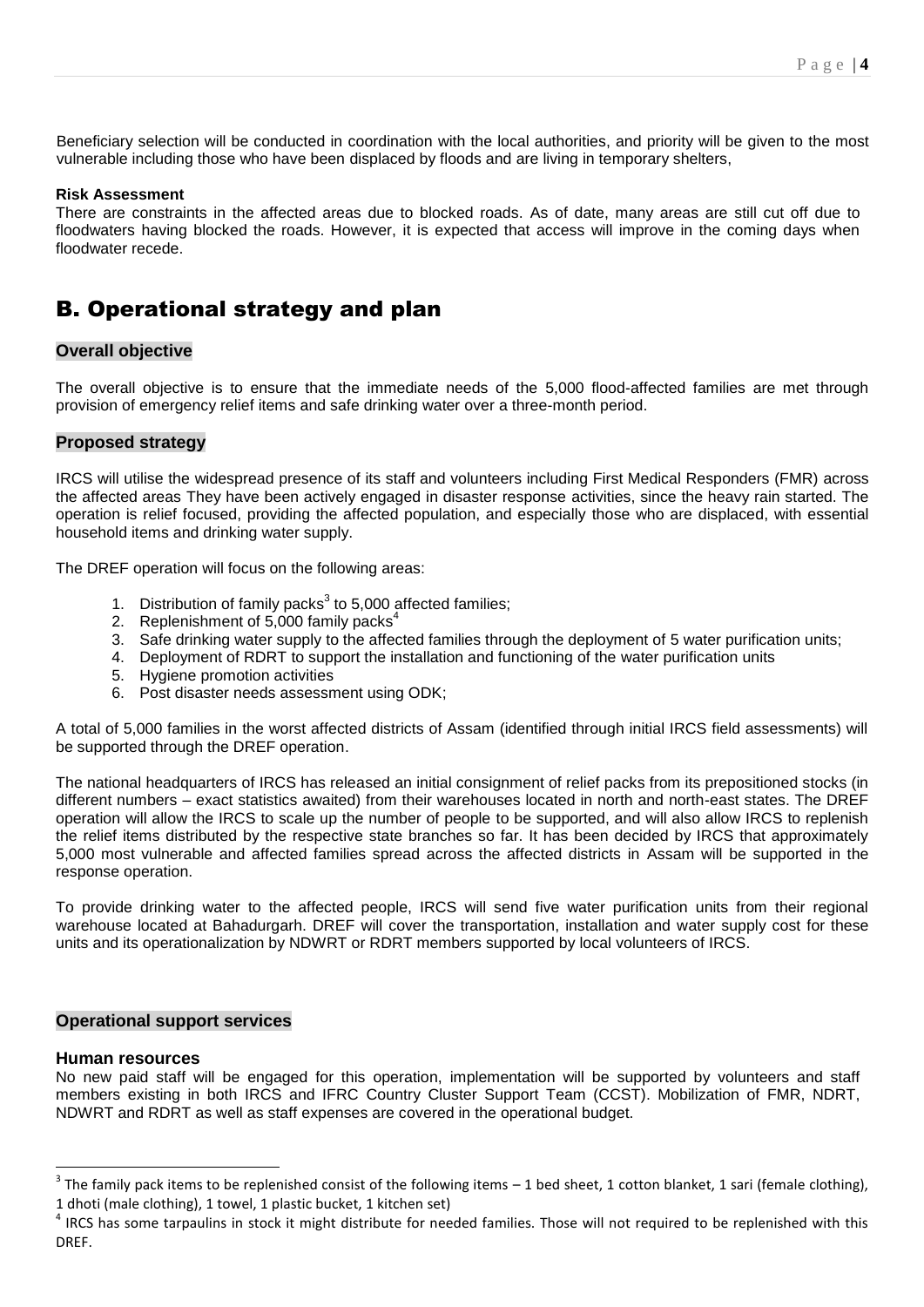Beneficiary selection will be conducted in coordination with the local authorities, and priority will be given to the most vulnerable including those who have been displaced by floods and are living in temporary shelters,

**Risk Assessment**

There are constraints in the affected areas due to blocked roads. As of date, many areas are still cut off due to floodwaters having blocked the roads. However, it is expected that access will improve in the coming days when floodwater recede.

# B. Operational strategy and plan

## Overall objective

The overall objective is to ensure that the immediate needs of the 5,000 flood-affected families are met through provision of emergency relief items and safe drinking water over a three-month period.

## Proposed strategy

IRCS will utilise the widespread presence of its staff and volunteers including First Medical Responders (FMR) across the affected areas They have been actively engaged in disaster response activities, since the heavy rain started. The operation is relief focused, providing the affected population, and especially those who are displaced, with essential household items and drinking water supply.

The DREF operation will focus on the following areas:

1. Distribution of family packs[3] to 5,000 affected families;
2. Replenishment of 5,000 family packs[4]
3. Safe drinking water supply to the affected families through the deployment of 5 water purification units;
4. Deployment of RDRT to support the installation and functioning of the water purification units
5. Hygiene promotion activities
6. Post disaster needs assessment using ODK;

A total of 5,000 families in the worst affected districts of Assam (identified through initial IRCS field assessments) will be supported through the DREF operation.

The national headquarters of IRCS has released an initial consignment of relief packs from its prepositioned stocks (in different numbers – exact statistics awaited) from their warehouses located in north and north-east states. The DREF operation will allow the IRCS to scale up the number of people to be supported, and will also allow IRCS to replenish the relief items distributed by the respective state branches so far. It has been decided by IRCS that approximately 5,000 most vulnerable and affected families spread across the affected districts in Assam will be supported in the response operation.

To provide drinking water to the affected people, IRCS will send five water purification units from their regional warehouse located at Bahadurgarh. DREF will cover the transportation, installation and water supply cost for these units and its operationalization by NDWRT or RDRT members supported by local volunteers of IRCS.

## Operational support services

### Human resources

No new paid staff will be engaged for this operation, implementation will be supported by volunteers and staff members existing in both IRCS and IFRC Country Cluster Support Team (CCST). Mobilization of FMR, NDRT, NDWRT and RDRT as well as staff expenses are covered in the operational budget.

---

[3] The family pack items to be replenished consist of the following items – 1 bed sheet, 1 cotton blanket, 1 sari (female clothing), 1 dhoti (male clothing), 1 towel, 1 plastic bucket, 1 kitchen set)

[4] IRCS has some tarpaulins in stock it might distribute for needed families. Those will not required to be replenished with this DREF.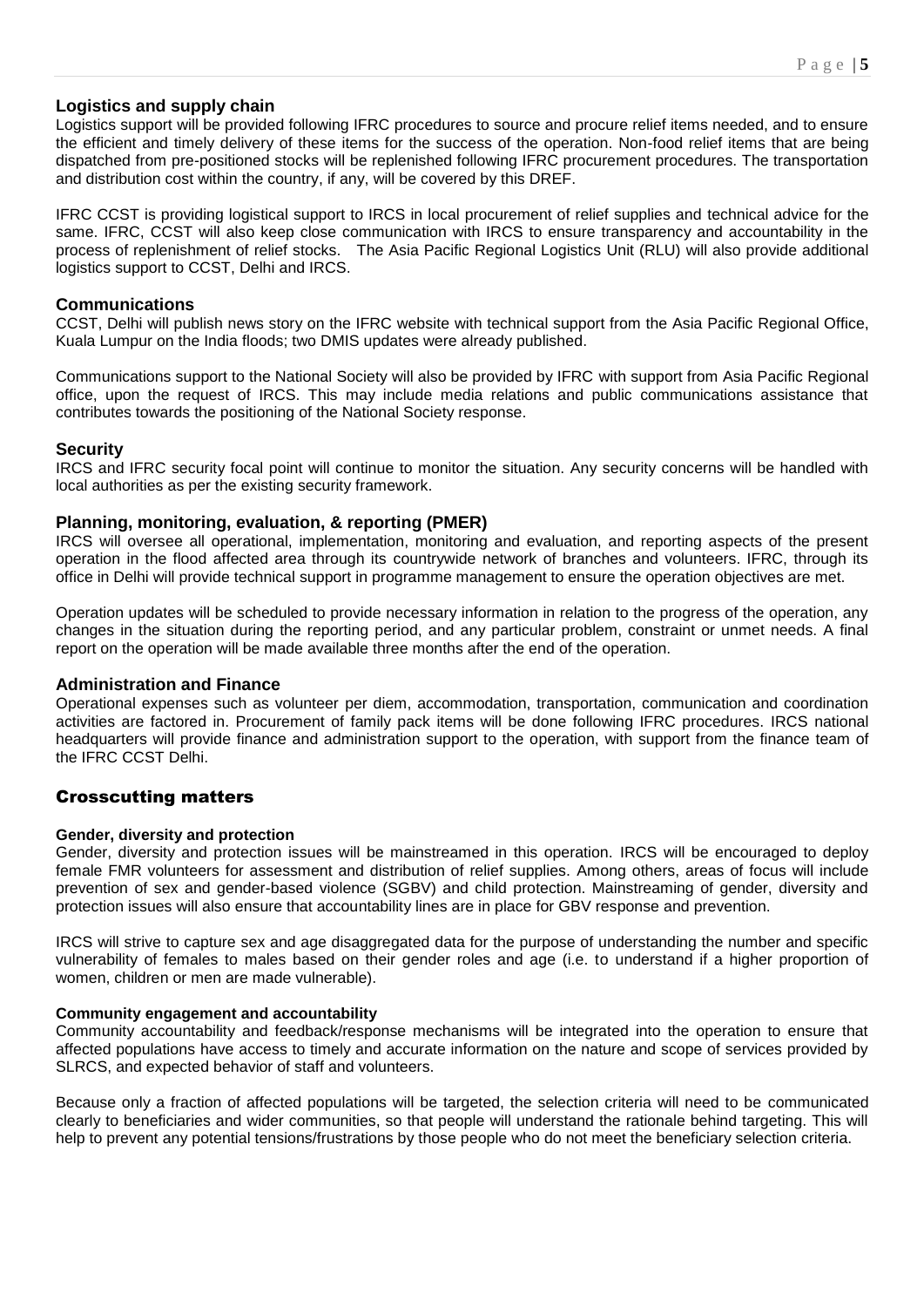### Logistics and supply chain

Logistics support will be provided following IFRC procedures to source and procure relief items needed, and to ensure the efficient and timely delivery of these items for the success of the operation. Non-food relief items that are being dispatched from pre-positioned stocks will be replenished following IFRC procurement procedures. The transportation and distribution cost within the country, if any, will be covered by this DREF.

IFRC CCST is providing logistical support to IRCS in local procurement of relief supplies and technical advice for the same. IFRC, CCST will also keep close communication with IRCS to ensure transparency and accountability in the process of replenishment of relief stocks. The Asia Pacific Regional Logistics Unit (RLU) will also provide additional logistics support to CCST, Delhi and IRCS.

### Communications

CCST, Delhi will publish news story on the IFRC website with technical support from the Asia Pacific Regional Office, Kuala Lumpur on the India floods; two DMIS updates were already published.

Communications support to the National Society will also be provided by IFRC with support from Asia Pacific Regional office, upon the request of IRCS. This may include media relations and public communications assistance that contributes towards the positioning of the National Society response.

### Security

IRCS and IFRC security focal point will continue to monitor the situation. Any security concerns will be handled with local authorities as per the existing security framework.

### Planning, monitoring, evaluation, & reporting (PMER)

IRCS will oversee all operational, implementation, monitoring and evaluation, and reporting aspects of the present operation in the flood affected area through its countrywide network of branches and volunteers. IFRC, through its office in Delhi will provide technical support in programme management to ensure the operation objectives are met.

Operation updates will be scheduled to provide necessary information in relation to the progress of the operation, any changes in the situation during the reporting period, and any particular problem, constraint or unmet needs. A final report on the operation will be made available three months after the end of the operation.

### Administration and Finance

Operational expenses such as volunteer per diem, accommodation, transportation, communication and coordination activities are factored in. Procurement of family pack items will be done following IFRC procedures. IRCS national headquarters will provide finance and administration support to the operation, with support from the finance team of the IFRC CCST Delhi.

## Crosscutting matters

#### Gender, diversity and protection

Gender, diversity and protection issues will be mainstreamed in this operation. IRCS will be encouraged to deploy female FMR volunteers for assessment and distribution of relief supplies. Among others, areas of focus will include prevention of sex and gender-based violence (SGBV) and child protection. Mainstreaming of gender, diversity and protection issues will also ensure that accountability lines are in place for GBV response and prevention.

IRCS will strive to capture sex and age disaggregated data for the purpose of understanding the number and specific vulnerability of females to males based on their gender roles and age (i.e. to understand if a higher proportion of women, children or men are made vulnerable).

#### Community engagement and accountability

Community accountability and feedback/response mechanisms will be integrated into the operation to ensure that affected populations have access to timely and accurate information on the nature and scope of services provided by SLRCS, and expected behavior of staff and volunteers.

Because only a fraction of affected populations will be targeted, the selection criteria will need to be communicated clearly to beneficiaries and wider communities, so that people will understand the rationale behind targeting. This will help to prevent any potential tensions/frustrations by those people who do not meet the beneficiary selection criteria.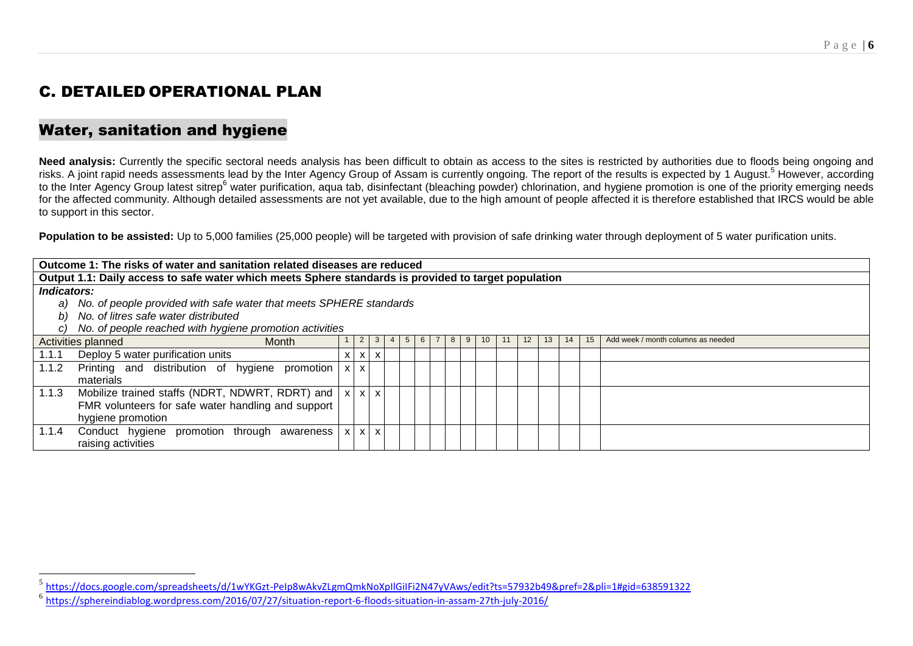# C. DETAILED OPERATIONAL PLAN

## Water, sanitation and hygiene

**Need analysis:** Currently the specific sectoral needs analysis has been difficult to obtain as access to the sites is restricted by authorities due to floods being ongoing and risks. A joint rapid needs assessments lead by the Inter Agency Group of Assam is currently ongoing. The report of the results is expected by 1 August.[5] However, according to the Inter Agency Group latest sitrep[6] water purification, aqua tab, disinfectant (bleaching powder) chlorination, and hygiene promotion is one of the priority emerging needs for the affected community. Although detailed assessments are not yet available, due to the high amount of people affected it is therefore established that IRCS would be able to support in this sector.

**Population to be assisted:** Up to 5,000 families (25,000 people) will be targeted with provision of safe drinking water through deployment of 5 water purification units.

**Outcome 1: The risks of water and sanitation related diseases are reduced**

**Output 1.1: Daily access to safe water which meets Sphere standards is provided to target population**

***Indicators:***

*a) No. of people provided with safe water that meets SPHERE standards*

*b) No. of litres safe water distributed*

*c) No. of people reached with hygiene promotion activities*

| Activities planned | Month | 1 | 2 | 3 | 4 | 5 | 6 | 7 | 8 | 9 | 10 | 11 | 12 | 13 | 14 | 15 | Add week / month columns as needed |
|---|---|---|---|---|---|---|---|---|---|---|---|---|---|---|---|---|---|
| 1.1.1 | Deploy 5 water purification units | x | x | x | | | | | | | | | | | | | |
| 1.1.2 | Printing and distribution of hygiene promotion materials | x | x | | | | | | | | | | | | | | |
| 1.1.3 | Mobilize trained staffs (NDRT, NDWRT, RDRT) and FMR volunteers for safe water handling and support hygiene promotion | x | x | x | | | | | | | | | | | | | |
| 1.1.4 | Conduct hygiene promotion through awareness raising activities | x | x | x | | | | | | | | | | | | | |

[5] https://docs.google.com/spreadsheets/d/1wYKGzt-PeIp8wAkvZLgmQmkNoXpIlGiIFi2N47yVAws/edit?ts=57932b49&pref=2&pli=1#gid=638591322

[6] https://sphereindiablog.wordpress.com/2016/07/27/situation-report-6-floods-situation-in-assam-27th-july-2016/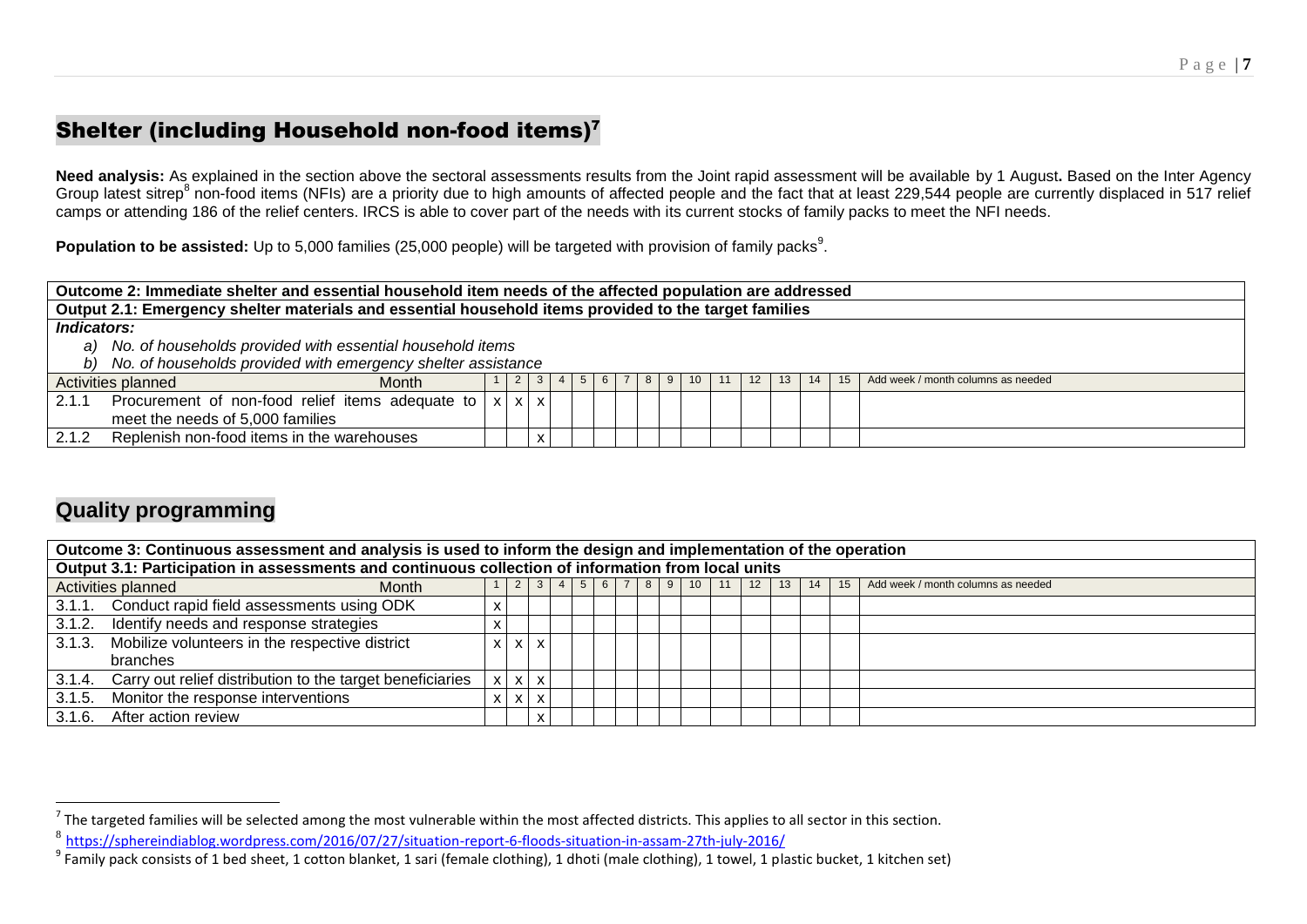## Shelter (including Household non-food items)[7]

**Need analysis:** As explained in the section above the sectoral assessments results from the Joint rapid assessment will be available by 1 August**.** Based on the Inter Agency Group latest sitrep[8] non-food items (NFIs) are a priority due to high amounts of affected people and the fact that at least 229,544 people are currently displaced in 517 relief camps or attending 186 of the relief centers. IRCS is able to cover part of the needs with its current stocks of family packs to meet the NFI needs.

**Population to be assisted:** Up to 5,000 families (25,000 people) will be targeted with provision of family packs[9].

| **Outcome 2: Immediate shelter and essential household item needs of the affected population are addressed** | | | | | | | | | | | | | | | | |
|---|---|---|---|---|---|---|---|---|---|---|---|---|---|---|---|---|
| **Output 2.1: Emergency shelter materials and essential household items provided to the target families** | | | | | | | | | | | | | | | | |
| ***Indicators:*** *a) No. of households provided with essential household items* *b) No. of households provided with emergency shelter assistance* | | | | | | | | | | | | | | | | |
| Activities planned / Month | 1 | 2 | 3 | 4 | 5 | 6 | 7 | 8 | 9 | 10 | 11 | 12 | 13 | 14 | 15 | Add week / month columns as needed |
| 2.1.1 Procurement of non-food relief items adequate to meet the needs of 5,000 families | x | x | x | | | | | | | | | | | | | |
| 2.1.2 Replenish non-food items in the warehouses | | | x | | | | | | | | | | | | | |

## Quality programming

| **Outcome 3: Continuous assessment and analysis is used to inform the design and implementation of the operation** | | | | | | | | | | | | | | | | |
|---|---|---|---|---|---|---|---|---|---|---|---|---|---|---|---|---|
| **Output 3.1: Participation in assessments and continuous collection of information from local units** | | | | | | | | | | | | | | | | |
| Activities planned / Month | 1 | 2 | 3 | 4 | 5 | 6 | 7 | 8 | 9 | 10 | 11 | 12 | 13 | 14 | 15 | Add week / month columns as needed |
| 3.1.1. Conduct rapid field assessments using ODK | x | | | | | | | | | | | | | | | |
| 3.1.2. Identify needs and response strategies | x | | | | | | | | | | | | | | | |
| 3.1.3. Mobilize volunteers in the respective district branches | x | x | x | | | | | | | | | | | | | |
| 3.1.4. Carry out relief distribution to the target beneficiaries | x | x | x | | | | | | | | | | | | | |
| 3.1.5. Monitor the response interventions | x | x | x | | | | | | | | | | | | | |
| 3.1.6. After action review | | | x | | | | | | | | | | | | | |

---

[7] The targeted families will be selected among the most vulnerable within the most affected districts. This applies to all sector in this section.

[8] https://sphereindiablog.wordpress.com/2016/07/27/situation-report-6-floods-situation-in-assam-27th-july-2016/

[9] Family pack consists of 1 bed sheet, 1 cotton blanket, 1 sari (female clothing), 1 dhoti (male clothing), 1 towel, 1 plastic bucket, 1 kitchen set)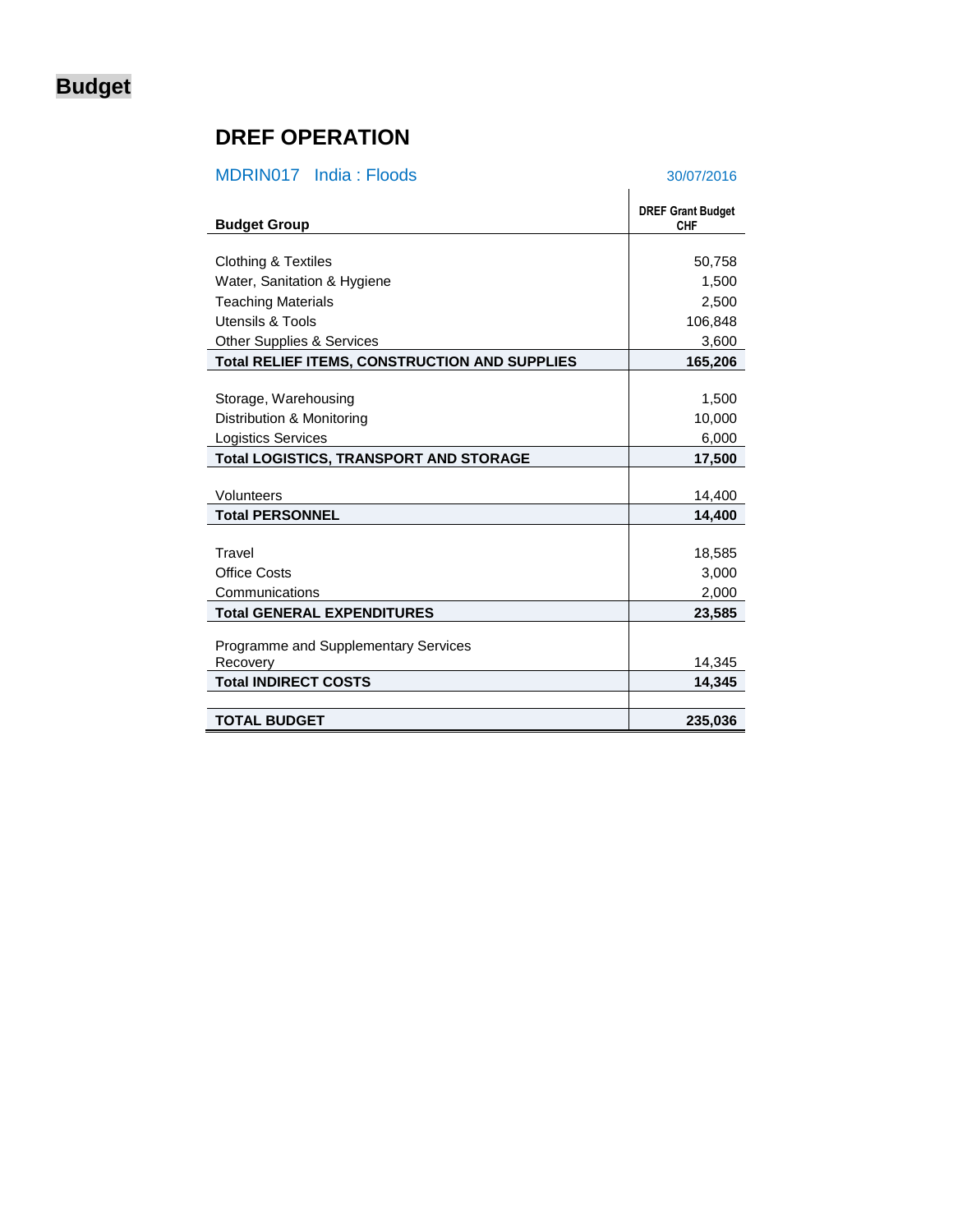# Budget

## DREF OPERATION

MDRIN017 India : Floods 30/07/2016

| Budget Group | DREF Grant Budget CHF |
| --- | --- |
| Clothing & Textiles | 50,758 |
| Water, Sanitation & Hygiene | 1,500 |
| Teaching Materials | 2,500 |
| Utensils & Tools | 106,848 |
| Other Supplies & Services | 3,600 |
| **Total RELIEF ITEMS, CONSTRUCTION AND SUPPLIES** | **165,206** |
| Storage, Warehousing | 1,500 |
| Distribution & Monitoring | 10,000 |
| Logistics Services | 6,000 |
| **Total LOGISTICS, TRANSPORT AND STORAGE** | **17,500** |
| Volunteers | 14,400 |
| **Total PERSONNEL** | **14,400** |
| Travel | 18,585 |
| Office Costs | 3,000 |
| Communications | 2,000 |
| **Total GENERAL EXPENDITURES** | **23,585** |
| Programme and Supplementary Services Recovery | 14,345 |
| **Total INDIRECT COSTS** | **14,345** |
| **TOTAL BUDGET** | **235,036** |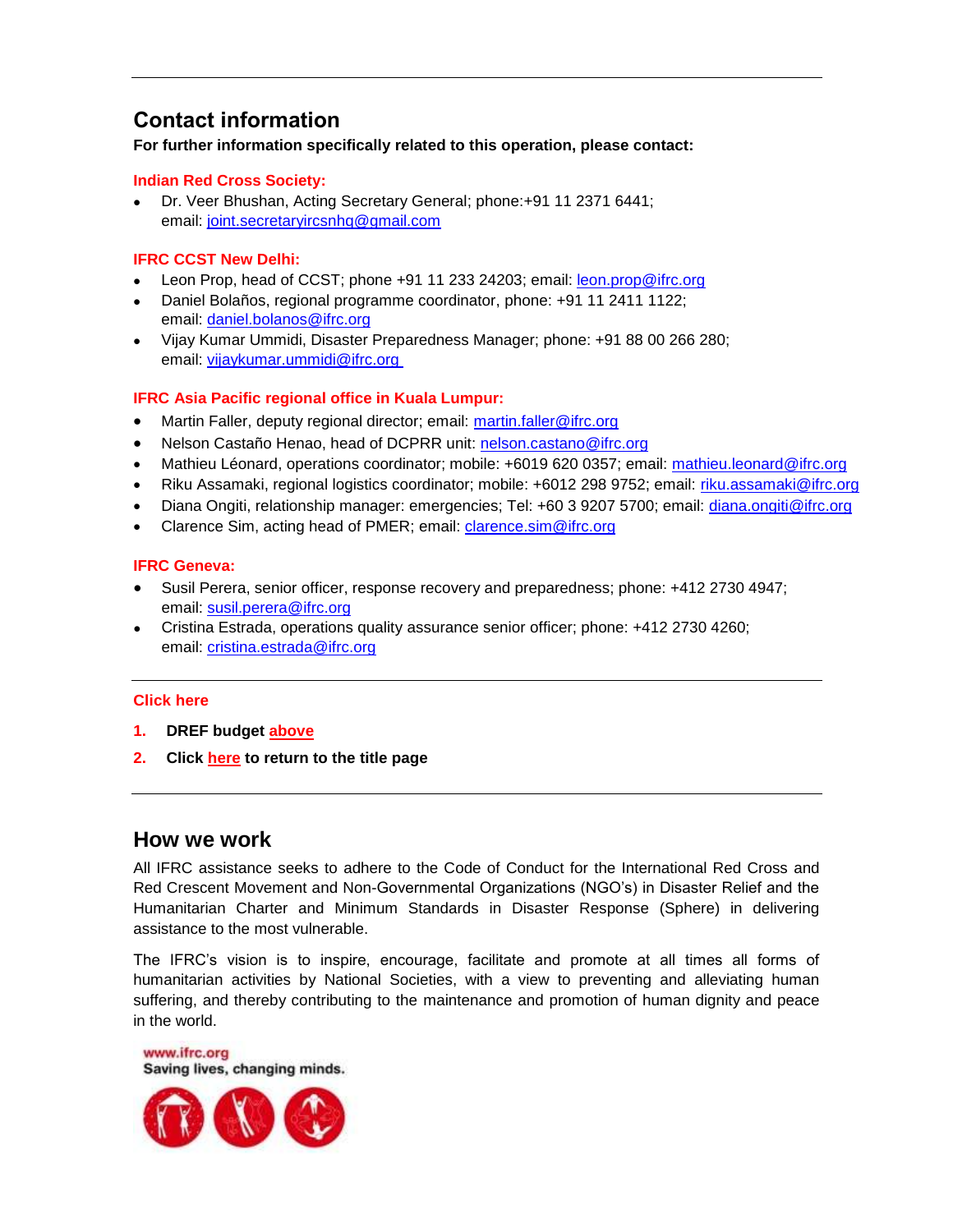## Contact information

**For further information specifically related to this operation, please contact:**

**Indian Red Cross Society:**

- Dr. Veer Bhushan, Acting Secretary General; phone:+91 11 2371 6441; email: joint.secretaryircsnhq@gmail.com

**IFRC CCST New Delhi:**

- Leon Prop, head of CCST; phone +91 11 233 24203; email: leon.prop@ifrc.org
- Daniel Bolaños, regional programme coordinator, phone: +91 11 2411 1122; email: daniel.bolanos@ifrc.org
- Vijay Kumar Ummidi, Disaster Preparedness Manager; phone: +91 88 00 266 280; email: vijaykumar.ummidi@ifrc.org

**IFRC Asia Pacific regional office in Kuala Lumpur:**

- Martin Faller, deputy regional director; email: martin.faller@ifrc.org
- Nelson Castaño Henao, head of DCPRR unit: nelson.castano@ifrc.org
- Mathieu Léonard, operations coordinator; mobile: +6019 620 0357; email: mathieu.leonard@ifrc.org
- Riku Assamaki, regional logistics coordinator; mobile: +6012 298 9752; email: riku.assamaki@ifrc.org
- Diana Ongiti, relationship manager: emergencies; Tel: +60 3 9207 5700; email: diana.ongiti@ifrc.org
- Clarence Sim, acting head of PMER; email: clarence.sim@ifrc.org

**IFRC Geneva:**

- Susil Perera, senior officer, response recovery and preparedness; phone: +412 2730 4947; email: susil.perera@ifrc.org
- Cristina Estrada, operations quality assurance senior officer; phone: +412 2730 4260; email: cristina.estrada@ifrc.org

---

**Click here**

1. **DREF budget above**
2. **Click here to return to the title page**

---

## How we work

All IFRC assistance seeks to adhere to the Code of Conduct for the International Red Cross and Red Crescent Movement and Non-Governmental Organizations (NGO's) in Disaster Relief and the Humanitarian Charter and Minimum Standards in Disaster Response (Sphere) in delivering assistance to the most vulnerable.

The IFRC's vision is to inspire, encourage, facilitate and promote at all times all forms of humanitarian activities by National Societies, with a view to preventing and alleviating human suffering, and thereby contributing to the maintenance and promotion of human dignity and peace in the world.

www.ifrc.org
Saving lives, changing minds.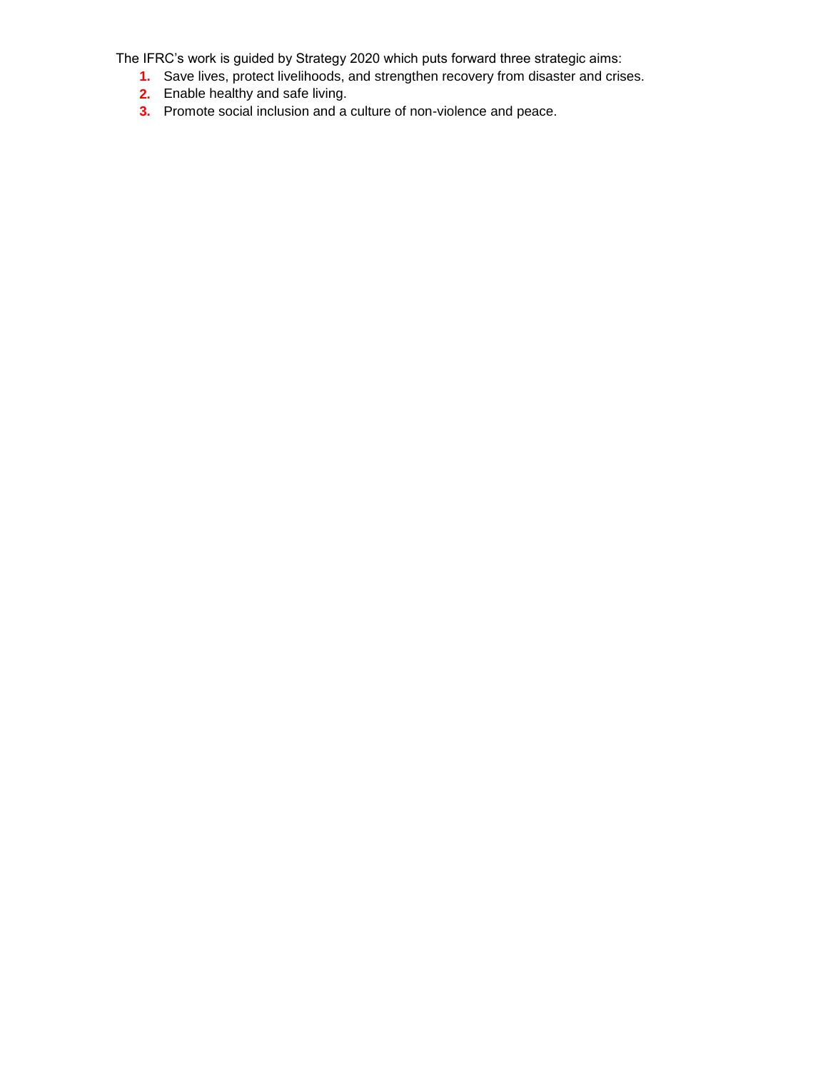The IFRC's work is guided by Strategy 2020 which puts forward three strategic aims:

1. Save lives, protect livelihoods, and strengthen recovery from disaster and crises.
2. Enable healthy and safe living.
3. Promote social inclusion and a culture of non-violence and peace.